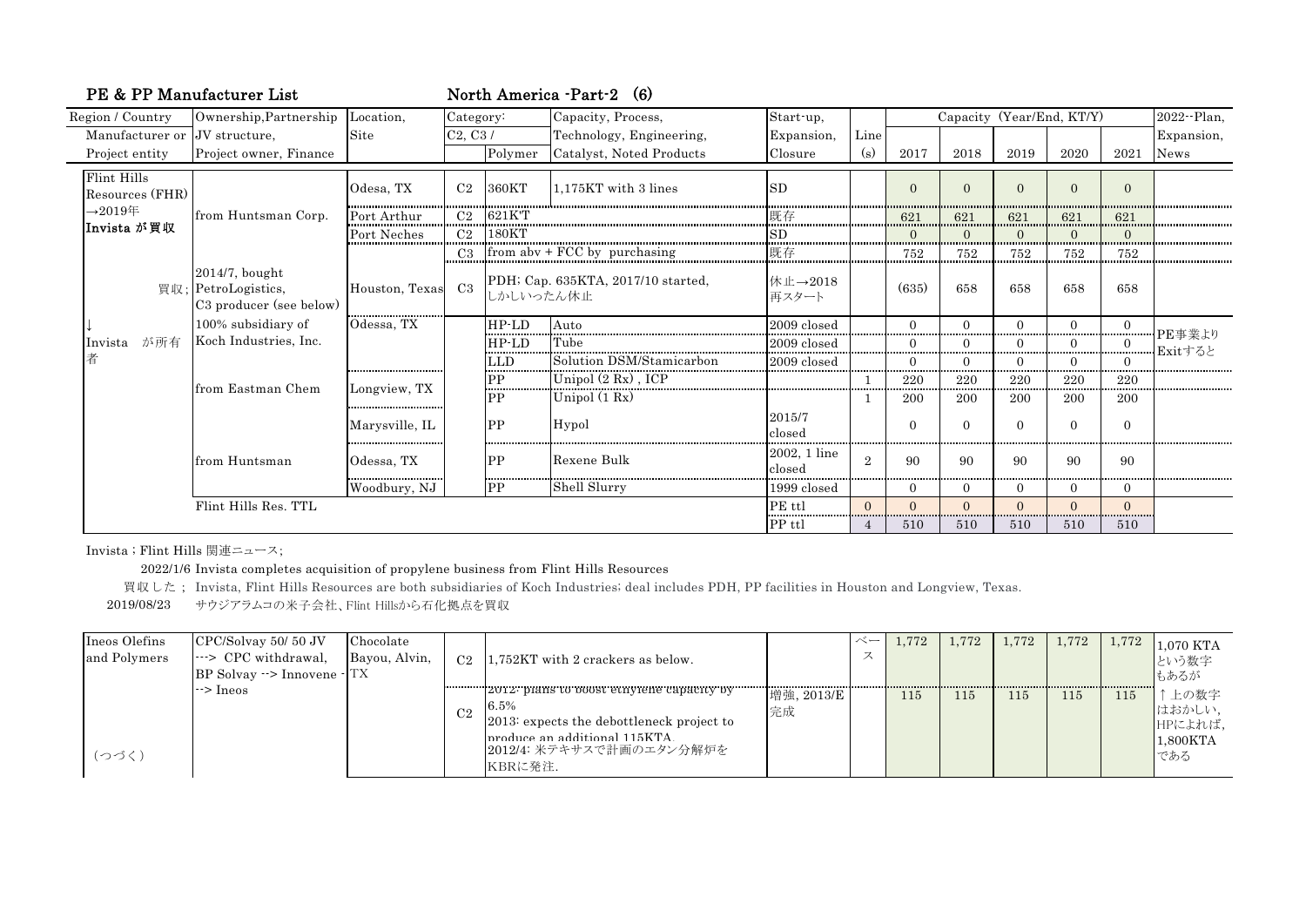## PE & PP Manufacturer List　　North America -Part-2 (6)

| Region / Country<br>Manufacturer or<br>Project entity | Ownership,Partnership<br>JV structure,<br>Project owner, Finance | Location,<br>Site | Category:<br>C2, C3 / | Polymer | Capacity, Process,<br>Technology, Engineering,<br>Catalyst, Noted Products | Start-up,<br>Expansion,<br>Closure | Line<br>(s) | Capacity (Year/End, KT/Y)<br>2017 | 2018 | 2019 | 2020 | 2021 | 2022--Plan,<br>Expansion,<br>News |
|---|---|---|---|---|---|---|---|---|---|---|---|---|---|
| Flint Hills Resources (FHR) |  | Odesa, TX | C2 | 360KT | 1,175KT with 3 lines | SD |  | 0 | 0 | 0 | 0 | 0 |  |
| →2019年 | from Huntsman Corp. | Port Arthur | C2 | 621KT |  | 既存 |  | 621 | 621 | 621 | 621 | 621 |  |
| **Invista が買収** |  | Port Neches | C2 | 180KT |  | SD |  | 0 | 0 | 0 | 0 | 0 |  |
|  |  |  | C3 | from abv + FCC by purchasing |  | 既存 |  | 752 | 752 | 752 | 752 | 752 |  |
| 買収; | 2014/7, bought PetroLogistics, C3 producer (see below) | Houston, Texas | C3 | PDH; Cap. 635KTA, 2017/10 started, しかしいったん休止 |  | 休止→2018再スタート |  | (635) | 658 | 658 | 658 | 658 |  |
| ↓ | 100% subsidiary of Koch Industries, Inc. | Odessa, TX |  | HP-LD | Auto | 2009 closed |  | 0 | 0 | 0 | 0 | 0 | PE事業よりExitすると |
| Invista が所有者 |  |  |  | HP-LD | Tube | 2009 closed |  | 0 | 0 | 0 | 0 | 0 |  |
|  |  |  |  | LLD | Solution DSM/Stamicarbon | 2009 closed |  | 0 | 0 | 0 | 0 | 0 |  |
|  | from Eastman Chem | Longview, TX |  | PP | Unipol (2 Rx) , ICP |  | 1 | 220 | 220 | 220 | 220 | 220 |  |
|  |  |  |  | PP | Unipol (1 Rx) |  | 1 | 200 | 200 | 200 | 200 | 200 |  |
|  |  | Marysville, IL |  | PP | Hypol | 2015/7 closed |  | 0 | 0 | 0 | 0 | 0 |  |
|  | from Huntsman | Odessa, TX |  | PP | Rexene Bulk | 2002, 1 line closed | 2 | 90 | 90 | 90 | 90 | 90 |  |
|  |  | Woodbury, NJ |  | PP | Shell Slurry | 1999 closed |  | 0 | 0 | 0 | 0 | 0 |  |
|  | Flint Hills Res. TTL |  |  |  |  | PE ttl | 0 | 0 | 0 | 0 | 0 | 0 |  |
|  |  |  |  |  |  | PP ttl | 4 | 510 | 510 | 510 | 510 | 510 |  |

Invista ; Flint Hills 関連ニュース;

2022/1/6 Invista completes acquisition of propylene business from Flint Hills Resources

買収した； Invista, Flint Hills Resources are both subsidiaries of Koch Industries; deal includes PDH, PP facilities in Houston and Longview, Texas.

2019/08/23　サウジアラムコの米子会社、Flint Hillsから石化拠点を買収

| Region / Country | Ownership,Partnership | Location | Category | Capacity, Process | Start-up | Line(s) | 2017 | 2018 | 2019 | 2020 | 2021 | 2022--Plan |
|---|---|---|---|---|---|---|---|---|---|---|---|---|
| Ineos Olefins and Polymers | CPC/Solvay 50/ 50 JV ---> CPC withdrawal, BP Solvay --> Innovene --> Ineos | Chocolate Bayou, Alvin, TX | C2 | 1,752KT with 2 crackers as below. |  | ベース | 1,772 | 1,772 | 1,772 | 1,772 | 1,772 | 1,070 KTAという数字もあるが |
| （つづく） |  |  | C2 | 2012: plans to boost ethylene capacity by 6.5%<br>2013: expects the debottleneck project to produce an additional 115KTA.<br>2012/4: 米テキサスで計画のエタン分解炉をKBRに発注. | 増強, 2013/E完成 |  | 115 | 115 | 115 | 115 | 115 | ↑上の数字はおかしい, HPによれば, 1,800KTAである |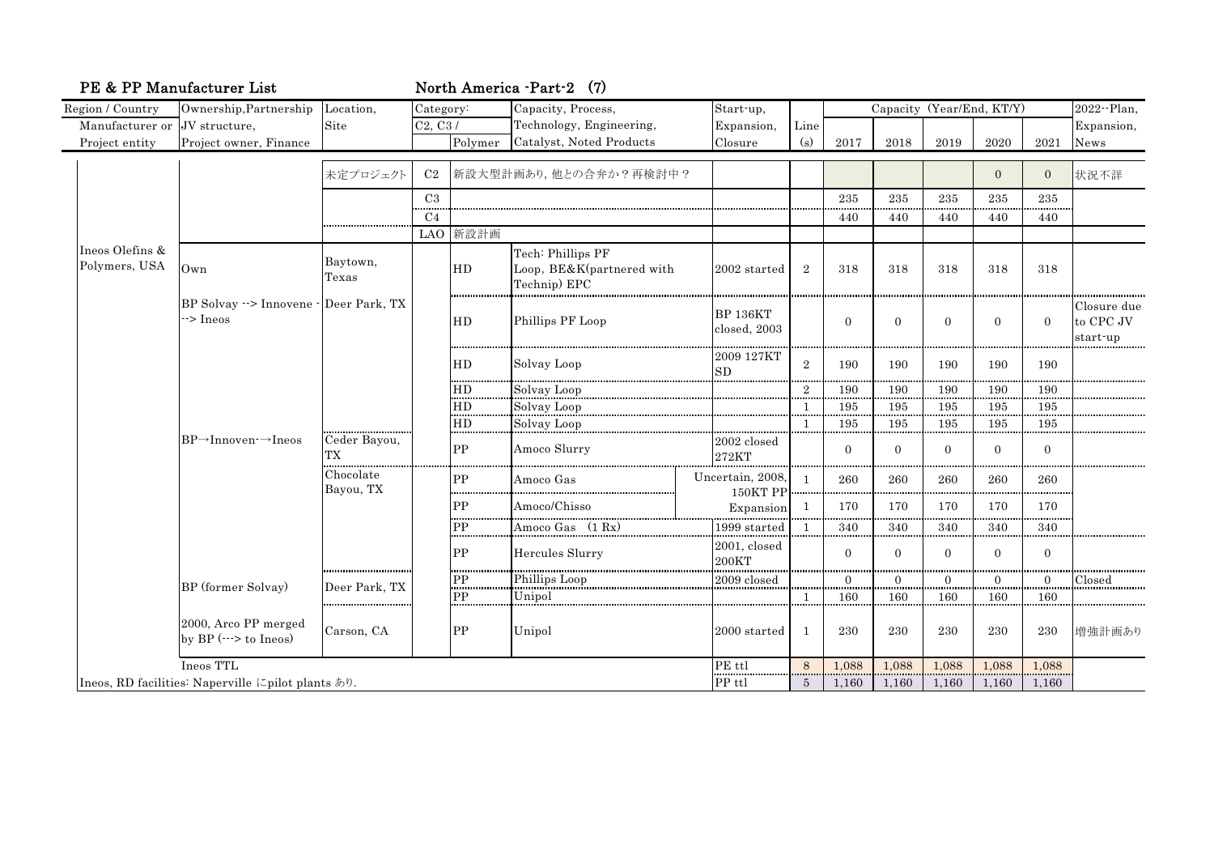PE & PP Manufacturer List　　North America -Part-2 (7)

| Region / Country Manufacturer or Project entity | Ownership,Partnership JV structure, Project owner, Finance | Location, Site | Category: C2, C3 / | Polymer | Capacity, Process, Technology, Engineering, Catalyst, Noted Products | Start-up, Expansion, Closure | Line (s) | Capacity (Year/End, KT/Y) 2017 | 2018 | 2019 | 2020 | 2021 | 2022--Plan, Expansion, News |
|---|---|---|---|---|---|---|---|---|---|---|---|---|---|
| | | 未定プロジェクト | C2 | | 新設大型計画あり, 他との合弁か？再検討中？ | | | | | | 0 | 0 | 状況不詳 |
| | | | C3 | | | | | 235 | 235 | 235 | 235 | 235 | |
| | | | C4 | | | | | 440 | 440 | 440 | 440 | 440 | |
| | | | LAO | 新設計画 | | | | | | | | | |
| Ineos Olefins & Polymers, USA | Own | Baytown, Texas | | HD | Tech: Phillips PF Loop, BE&K(partnered with Technip) EPC | 2002 started | 2 | 318 | 318 | 318 | 318 | 318 | |
| | BP Solvay --> Innovene --> Ineos | Deer Park, TX | | HD | Phillips PF Loop | BP 136KT closed, 2003 | | 0 | 0 | 0 | 0 | 0 | Closure due to CPC JV start-up |
| | | | | HD | Solvay Loop | 2009 127KT SD | 2 | 190 | 190 | 190 | 190 | 190 | |
| | | | | HD | Solvay Loop | | 2 | 190 | 190 | 190 | 190 | 190 | |
| | | | | HD | Solvay Loop | | 1 | 195 | 195 | 195 | 195 | 195 | |
| | | | | HD | Solvay Loop | | 1 | 195 | 195 | 195 | 195 | 195 | |
| | BP→Innoven-→Ineos | Ceder Bayou, TX | | PP | Amoco Slurry | 2002 closed 272KT | | 0 | 0 | 0 | 0 | 0 | |
| | | Chocolate Bayou, TX | | PP | Amoco Gas | Uncertain, 2008, 150KT PP Expansion | 1 | 260 | 260 | 260 | 260 | 260 | |
| | | | | PP | Amoco/Chisso | | 1 | 170 | 170 | 170 | 170 | 170 | |
| | | | | PP | Amoco Gas (1 Rx) | 1999 started | 1 | 340 | 340 | 340 | 340 | 340 | |
| | | | | PP | Hercules Slurry | 2001, closed 200KT | | 0 | 0 | 0 | 0 | 0 | |
| | BP (former Solvay) | Deer Park, TX | | PP | Phillips Loop | 2009 closed | | 0 | 0 | 0 | 0 | 0 | Closed |
| | | | | PP | Unipol | | 1 | 160 | 160 | 160 | 160 | 160 | |
| | 2000, Arco PP merged by BP (---> to Ineos) | Carson, CA | | PP | Unipol | 2000 started | 1 | 230 | 230 | 230 | 230 | 230 | 増強計画あり |
| | Ineos TTL | | | | | PE ttl | 8 | 1,088 | 1,088 | 1,088 | 1,088 | 1,088 | |
| Ineos, RD facilities: Naperville にpilot plants あり. | | | | | | PP ttl | 5 | 1,160 | 1,160 | 1,160 | 1,160 | 1,160 | |